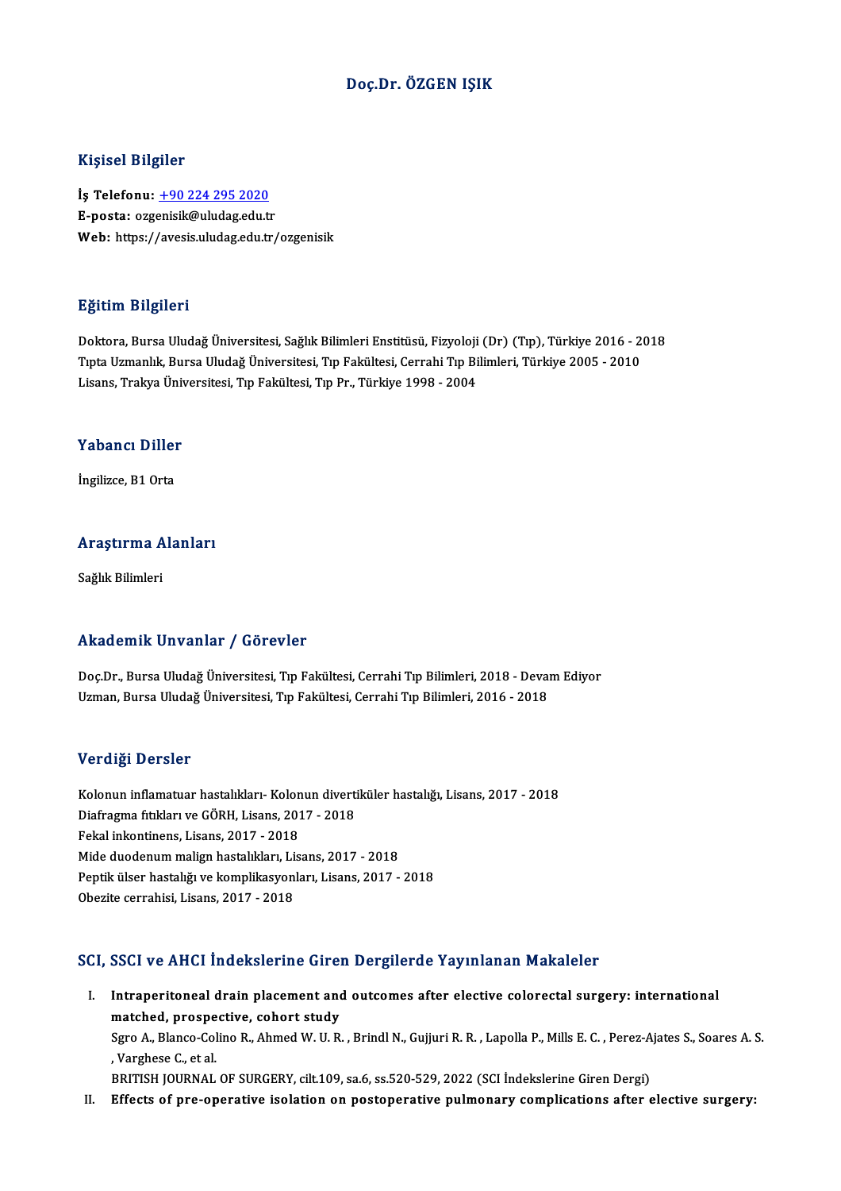# Doç.Dr. ÖZGEN IŞIK

## Kişisel Bilgiler

**İş Telefonu:** +90 224 295 2020
**E-posta:** ozgenisik@uludag.edu.tr
**Web:** https://avesis.uludag.edu.tr/ozgenisik

## Eğitim Bilgileri

Doktora, Bursa Uludağ Üniversitesi, Sağlık Bilimleri Enstitüsü, Fizyoloji (Dr) (Tıp), Türkiye 2016 - 2018
Tıpta Uzmanlık, Bursa Uludağ Üniversitesi, Tıp Fakültesi, Cerrahi Tıp Bilimleri, Türkiye 2005 - 2010
Lisans, Trakya Üniversitesi, Tıp Fakültesi, Tıp Pr., Türkiye 1998 - 2004

## Yabancı Diller

İngilizce, B1 Orta

## Araştırma Alanları

Sağlık Bilimleri

## Akademik Unvanlar / Görevler

Doç.Dr., Bursa Uludağ Üniversitesi, Tıp Fakültesi, Cerrahi Tıp Bilimleri, 2018 - Devam Ediyor
Uzman, Bursa Uludağ Üniversitesi, Tıp Fakültesi, Cerrahi Tıp Bilimleri, 2016 - 2018

## Verdiği Dersler

Kolonun inflamatuar hastalıkları- Kolonun divertiküler hastalığı, Lisans, 2017 - 2018
Diafragma fıtıkları ve GÖRH, Lisans, 2017 - 2018
Fekal inkontinens, Lisans, 2017 - 2018
Mide duodenum malign hastalıkları, Lisans, 2017 - 2018
Peptik ülser hastalığı ve komplikasyonları, Lisans, 2017 - 2018
Obezite cerrahisi, Lisans, 2017 - 2018

## SCI, SSCI ve AHCI İndekslerine Giren Dergilerde Yayınlanan Makaleler

I. **Intraperitoneal drain placement and outcomes after elective colorectal surgery: international matched, prospective, cohort study**
Sgro A., Blanco-Colino R., Ahmed W. U. R. , Brindl N., Gujjuri R. R. , Lapolla P., Mills E. C. , Perez-Ajates S., Soares A. S. , Varghese C., et al.
BRITISH JOURNAL OF SURGERY, cilt.109, sa.6, ss.520-529, 2022 (SCI İndekslerine Giren Dergi)

II. **Effects of pre-operative isolation on postoperative pulmonary complications after elective surgery:**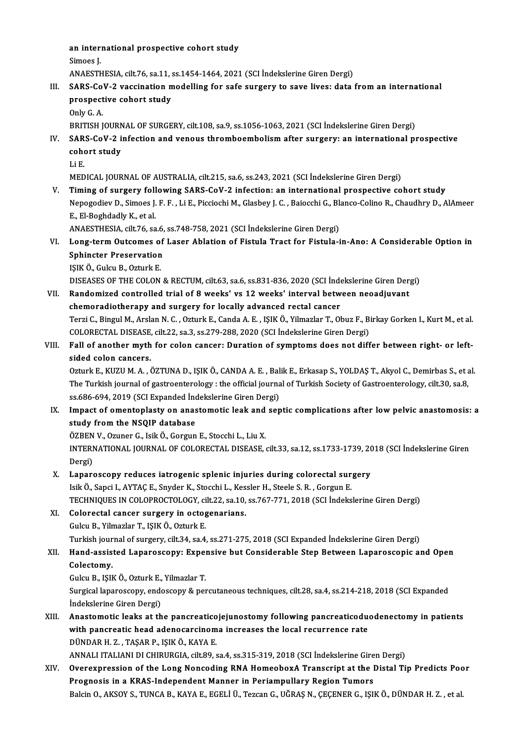an international prospective cohort study
Simoes J.
ANAESTHESIA, cilt.76, sa.11, ss.1454-1464, 2021 (SCI İndekslerine Giren Dergi)

III. **SARS-CoV-2 vaccination modelling for safe surgery to save lives: data from an international prospective cohort study**
Only G. A.
BRITISH JOURNAL OF SURGERY, cilt.108, sa.9, ss.1056-1063, 2021 (SCI İndekslerine Giren Dergi)

IV. **SARS-CoV-2 infection and venous thromboembolism after surgery: an international prospective cohort study**
Li E.
MEDICAL JOURNAL OF AUSTRALIA, cilt.215, sa.6, ss.243, 2021 (SCI İndekslerine Giren Dergi)

V. **Timing of surgery following SARS-CoV-2 infection: an international prospective cohort study**
Nepogodiev D., Simoes J. F. F. , Li E., Picciochi M., Glasbey J. C. , Baiocchi G., Blanco-Colino R., Chaudhry D., AlAmeer E., El-Boghdadly K., et al.
ANAESTHESIA, cilt.76, sa.6, ss.748-758, 2021 (SCI İndekslerine Giren Dergi)

VI. **Long-term Outcomes of Laser Ablation of Fistula Tract for Fistula-in-Ano: A Considerable Option in Sphincter Preservation**
IŞIK Ö., Gulcu B., Ozturk E.
DISEASES OF THE COLON & RECTUM, cilt.63, sa.6, ss.831-836, 2020 (SCI İndekslerine Giren Dergi)

VII. **Randomized controlled trial of 8 weeks' vs 12 weeks' interval between neoadjuvant chemoradiotherapy and surgery for locally advanced rectal cancer**
Terzi C., Bingul M., Arslan N. C. , Ozturk E., Canda A. E. , IŞIK Ö., Yilmazlar T., Obuz F., Birkay Gorken I., Kurt M., et al.
COLORECTAL DISEASE, cilt.22, sa.3, ss.279-288, 2020 (SCI İndekslerine Giren Dergi)

VIII. **Fall of another myth for colon cancer: Duration of symptoms does not differ between right- or left-sided colon cancers.**
Ozturk E., KUZU M. A. , ÖZTUNA D., IŞIK Ö., CANDA A. E. , Balik E., Erkasap S., YOLDAŞ T., Akyol C., Demirbas S., et al.
The Turkish journal of gastroenterology : the official journal of Turkish Society of Gastroenterology, cilt.30, sa.8, ss.686-694, 2019 (SCI Expanded İndekslerine Giren Dergi)

IX. **Impact of omentoplasty on anastomotic leak and septic complications after low pelvic anastomosis: a study from the NSQIP database**
ÖZBEN V., Ozuner G., Isik Ö., Gorgun E., Stocchi L., Liu X.
INTERNATIONAL JOURNAL OF COLORECTAL DISEASE, cilt.33, sa.12, ss.1733-1739, 2018 (SCI İndekslerine Giren Dergi)

X. **Laparoscopy reduces iatrogenic splenic injuries during colorectal surgery**
Isik Ö., Sapci I., AYTAÇ E., Snyder K., Stocchi L., Kessler H., Steele S. R. , Gorgun E.
TECHNIQUES IN COLOPROCTOLOGY, cilt.22, sa.10, ss.767-771, 2018 (SCI İndekslerine Giren Dergi)

XI. **Colorectal cancer surgery in octogenarians.**
Gulcu B., Yilmazlar T., IŞIK Ö., Ozturk E.
Turkish journal of surgery, cilt.34, sa.4, ss.271-275, 2018 (SCI Expanded İndekslerine Giren Dergi)

XII. **Hand-assisted Laparoscopy: Expensive but Considerable Step Between Laparoscopic and Open Colectomy.**
Gulcu B., IŞIK Ö., Ozturk E., Yilmazlar T.
Surgical laparoscopy, endoscopy & percutaneous techniques, cilt.28, sa.4, ss.214-218, 2018 (SCI Expanded İndekslerine Giren Dergi)

XIII. **Anastomotic leaks at the pancreaticojejunostomy following pancreaticoduodenectomy in patients with pancreatic head adenocarcinoma increases the local recurrence rate**
DÜNDAR H. Z. , TAŞAR P., IŞIK Ö., KAYA E.
ANNALI ITALIANI DI CHIRURGIA, cilt.89, sa.4, ss.315-319, 2018 (SCI İndekslerine Giren Dergi)

XIV. **Overexpression of the Long Noncoding RNA HomeoboxA Transcript at the Distal Tip Predicts Poor Prognosis in a KRAS-Independent Manner in Periampullary Region Tumors**
Balcin O., AKSOY S., TUNCA B., KAYA E., EGELİ Ü., Tezcan G., UĞRAŞ N., ÇEÇENER G., IŞIK Ö., DÜNDAR H. Z. , et al.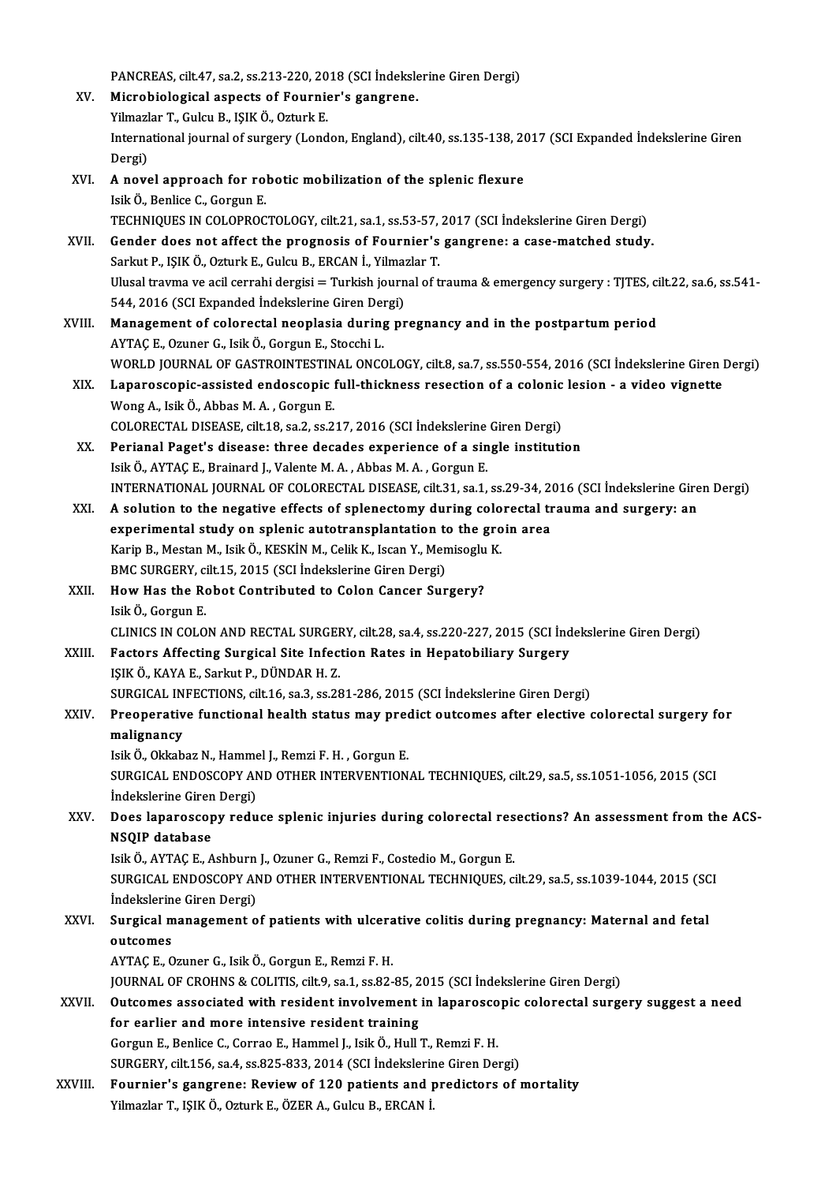PANCREAS, cilt.47, sa.2, ss.213-220, 2018 (SCI İndekslerine Giren Dergi)

XV. **Microbiological aspects of Fournier's gangrene.**
Yilmazlar T., Gulcu B., IŞIK Ö., Ozturk E.
International journal of surgery (London, England), cilt.40, ss.135-138, 2017 (SCI Expanded İndekslerine Giren Dergi)

XVI. **A novel approach for robotic mobilization of the splenic flexure**
Isik Ö., Benlice C., Gorgun E.
TECHNIQUES IN COLOPROCTOLOGY, cilt.21, sa.1, ss.53-57, 2017 (SCI İndekslerine Giren Dergi)

XVII. **Gender does not affect the prognosis of Fournier's gangrene: a case-matched study.**
Sarkut P., IŞIK Ö., Ozturk E., Gulcu B., ERCAN İ., Yilmazlar T.
Ulusal travma ve acil cerrahi dergisi = Turkish journal of trauma & emergency surgery : TJTES, cilt.22, sa.6, ss.541-544, 2016 (SCI Expanded İndekslerine Giren Dergi)

XVIII. **Management of colorectal neoplasia during pregnancy and in the postpartum period**
AYTAÇ E., Ozuner G., Isik Ö., Gorgun E., Stocchi L.
WORLD JOURNAL OF GASTROINTESTINAL ONCOLOGY, cilt.8, sa.7, ss.550-554, 2016 (SCI İndekslerine Giren Dergi)

XIX. **Laparoscopic-assisted endoscopic full-thickness resection of a colonic lesion - a video vignette**
Wong A., Isik Ö., Abbas M. A. , Gorgun E.
COLORECTAL DISEASE, cilt.18, sa.2, ss.217, 2016 (SCI İndekslerine Giren Dergi)

XX. **Perianal Paget's disease: three decades experience of a single institution**
Isik Ö., AYTAÇ E., Brainard J., Valente M. A. , Abbas M. A. , Gorgun E.
INTERNATIONAL JOURNAL OF COLORECTAL DISEASE, cilt.31, sa.1, ss.29-34, 2016 (SCI İndekslerine Giren Dergi)

XXI. **A solution to the negative effects of splenectomy during colorectal trauma and surgery: an experimental study on splenic autotransplantation to the groin area**
Karip B., Mestan M., Isik Ö., KESKİN M., Celik K., Iscan Y., Memisoglu K.
BMC SURGERY, cilt.15, 2015 (SCI İndekslerine Giren Dergi)

XXII. **How Has the Robot Contributed to Colon Cancer Surgery?**
Isik Ö., Gorgun E.
CLINICS IN COLON AND RECTAL SURGERY, cilt.28, sa.4, ss.220-227, 2015 (SCI İndekslerine Giren Dergi)

XXIII. **Factors Affecting Surgical Site Infection Rates in Hepatobiliary Surgery**
IŞIK Ö., KAYA E., Sarkut P., DÜNDAR H. Z.
SURGICAL INFECTIONS, cilt.16, sa.3, ss.281-286, 2015 (SCI İndekslerine Giren Dergi)

XXIV. **Preoperative functional health status may predict outcomes after elective colorectal surgery for malignancy**
Isik Ö., Okkabaz N., Hammel J., Remzi F. H. , Gorgun E.
SURGICAL ENDOSCOPY AND OTHER INTERVENTIONAL TECHNIQUES, cilt.29, sa.5, ss.1051-1056, 2015 (SCI İndekslerine Giren Dergi)

XXV. **Does laparoscopy reduce splenic injuries during colorectal resections? An assessment from the ACS-NSQIP database**
Isik Ö., AYTAÇ E., Ashburn J., Ozuner G., Remzi F., Costedio M., Gorgun E.
SURGICAL ENDOSCOPY AND OTHER INTERVENTIONAL TECHNIQUES, cilt.29, sa.5, ss.1039-1044, 2015 (SCI İndekslerine Giren Dergi)

XXVI. **Surgical management of patients with ulcerative colitis during pregnancy: Maternal and fetal outcomes**
AYTAÇ E., Ozuner G., Isik Ö., Gorgun E., Remzi F. H.
JOURNAL OF CROHNS & COLITIS, cilt.9, sa.1, ss.82-85, 2015 (SCI İndekslerine Giren Dergi)

XXVII. **Outcomes associated with resident involvement in laparoscopic colorectal surgery suggest a need for earlier and more intensive resident training**
Gorgun E., Benlice C., Corrao E., Hammel J., Isik Ö., Hull T., Remzi F. H.
SURGERY, cilt.156, sa.4, ss.825-833, 2014 (SCI İndekslerine Giren Dergi)

XXVIII. **Fournier's gangrene: Review of 120 patients and predictors of mortality**
Yilmazlar T., IŞIK Ö., Ozturk E., ÖZER A., Gulcu B., ERCAN İ.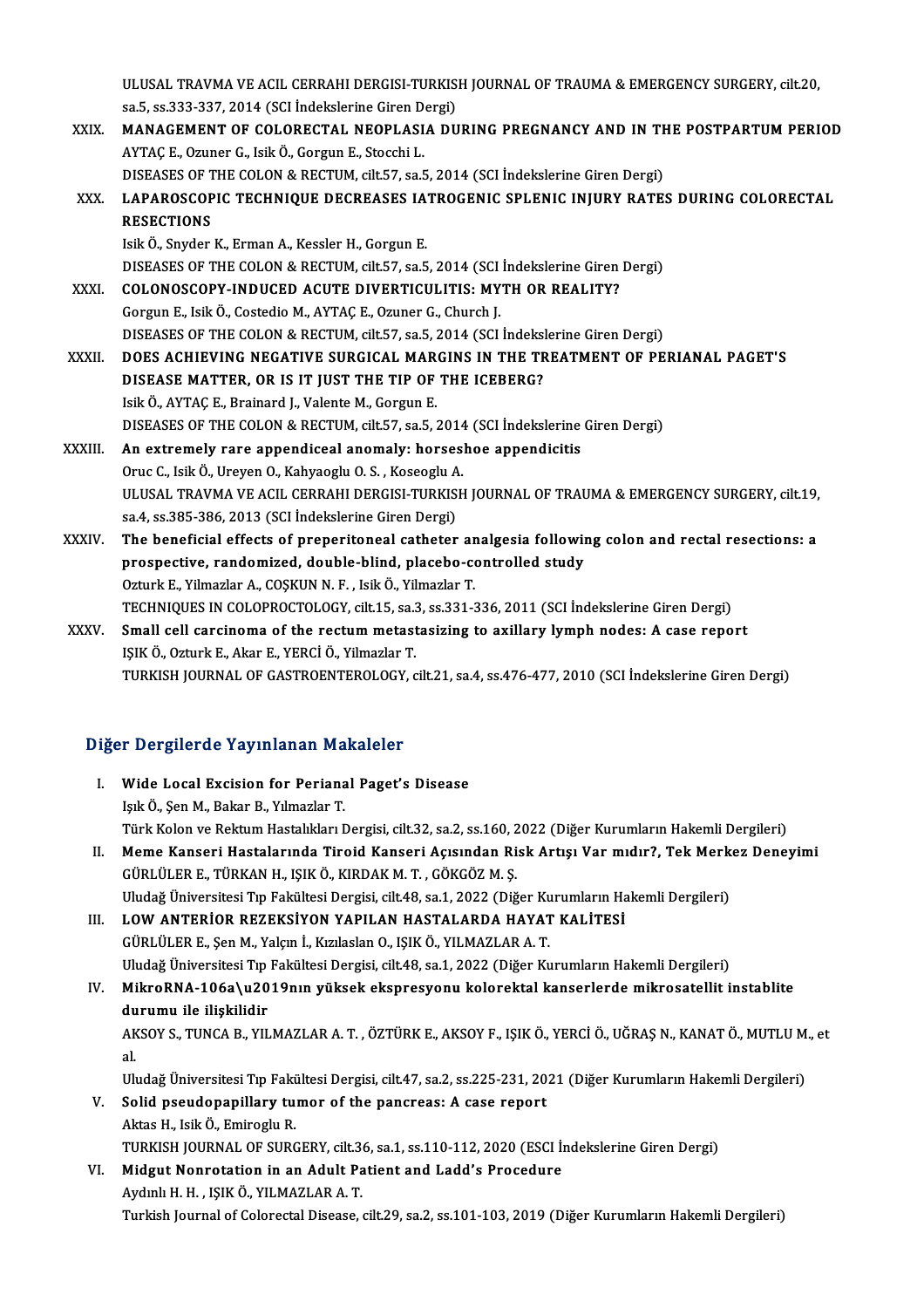ULUSAL TRAVMA VE ACIL CERRAHI DERGISI-TURKISH JOURNAL OF TRAUMA & EMERGENCY SURGERY, cilt.20, sa.5, ss.333-337, 2014 (SCI İndekslerine Giren Dergi)

XXIX. **MANAGEMENT OF COLORECTAL NEOPLASIA DURING PREGNANCY AND IN THE POSTPARTUM PERIOD**
AYTAÇ E., Ozuner G., Isik Ö., Gorgun E., Stocchi L.
DISEASES OF THE COLON & RECTUM, cilt.57, sa.5, 2014 (SCI İndekslerine Giren Dergi)

XXX. **LAPAROSCOPIC TECHNIQUE DECREASES IATROGENIC SPLENIC INJURY RATES DURING COLORECTAL RESECTIONS**
Isik Ö., Snyder K., Erman A., Kessler H., Gorgun E.
DISEASES OF THE COLON & RECTUM, cilt.57, sa.5, 2014 (SCI İndekslerine Giren Dergi)

XXXI. **COLONOSCOPY-INDUCED ACUTE DIVERTICULITIS: MYTH OR REALITY?**
Gorgun E., Isik Ö., Costedio M., AYTAÇ E., Ozuner G., Church J.
DISEASES OF THE COLON & RECTUM, cilt.57, sa.5, 2014 (SCI İndekslerine Giren Dergi)

XXXII. **DOES ACHIEVING NEGATIVE SURGICAL MARGINS IN THE TREATMENT OF PERIANAL PAGET'S DISEASE MATTER, OR IS IT JUST THE TIP OF THE ICEBERG?**
Isik Ö., AYTAÇ E., Brainard J., Valente M., Gorgun E.
DISEASES OF THE COLON & RECTUM, cilt.57, sa.5, 2014 (SCI İndekslerine Giren Dergi)

XXXIII. **An extremely rare appendiceal anomaly: horseshoe appendicitis**
Oruc C., Isik Ö., Ureyen O., Kahyaoglu O. S. , Koseoglu A.
ULUSAL TRAVMA VE ACIL CERRAHI DERGISI-TURKISH JOURNAL OF TRAUMA & EMERGENCY SURGERY, cilt.19, sa.4, ss.385-386, 2013 (SCI İndekslerine Giren Dergi)

XXXIV. **The beneficial effects of preperitoneal catheter analgesia following colon and rectal resections: a prospective, randomized, double-blind, placebo-controlled study**
Ozturk E., Yilmazlar A., COŞKUN N. F. , Isik Ö., Yilmazlar T.
TECHNIQUES IN COLOPROCTOLOGY, cilt.15, sa.3, ss.331-336, 2011 (SCI İndekslerine Giren Dergi)

XXXV. **Small cell carcinoma of the rectum metastasizing to axillary lymph nodes: A case report**
IŞIK Ö., Ozturk E., Akar E., YERCİ Ö., Yilmazlar T.
TURKISH JOURNAL OF GASTROENTEROLOGY, cilt.21, sa.4, ss.476-477, 2010 (SCI İndekslerine Giren Dergi)

## Diğer Dergilerde Yayınlanan Makaleler

I. **Wide Local Excision for Perianal Paget's Disease**
Işık Ö., Şen M., Bakar B., Yılmazlar T.
Türk Kolon ve Rektum Hastalıkları Dergisi, cilt.32, sa.2, ss.160, 2022 (Diğer Kurumların Hakemli Dergileri)

II. **Meme Kanseri Hastalarında Tiroid Kanseri Açısından Risk Artışı Var mıdır?, Tek Merkez Deneyimi**
GÜRLÜLER E., TÜRKAN H., IŞIK Ö., KIRDAK M. T. , GÖKGÖZ M. Ş.
Uludağ Üniversitesi Tıp Fakültesi Dergisi, cilt.48, sa.1, 2022 (Diğer Kurumların Hakemli Dergileri)

III. **LOW ANTERİOR REZEKSİYON YAPILAN HASTALARDA HAYAT KALİTESİ**
GÜRLÜLER E., Şen M., Yalçın İ., Kızılaslan O., IŞIK Ö., YILMAZLAR A. T.
Uludağ Üniversitesi Tıp Fakültesi Dergisi, cilt.48, sa.1, 2022 (Diğer Kurumların Hakemli Dergileri)

IV. **MikroRNA-106a\u2019nın yüksek ekspresyonu kolorektal kanserlerde mikrosatellit instablite durumu ile ilişkilidir**
AKSOY S., TUNCA B., YILMAZLAR A. T. , ÖZTÜRK E., AKSOY F., IŞIK Ö., YERCİ Ö., UĞRAŞ N., KANAT Ö., MUTLU M., et al.
Uludağ Üniversitesi Tıp Fakültesi Dergisi, cilt.47, sa.2, ss.225-231, 2021 (Diğer Kurumların Hakemli Dergileri)

V. **Solid pseudopapillary tumor of the pancreas: A case report**
Aktas H., Isik Ö., Emiroglu R.
TURKISH JOURNAL OF SURGERY, cilt.36, sa.1, ss.110-112, 2020 (ESCI İndekslerine Giren Dergi)

VI. **Midgut Nonrotation in an Adult Patient and Ladd's Procedure**
Aydınlı H. H. , IŞIK Ö., YILMAZLAR A. T.
Turkish Journal of Colorectal Disease, cilt.29, sa.2, ss.101-103, 2019 (Diğer Kurumların Hakemli Dergileri)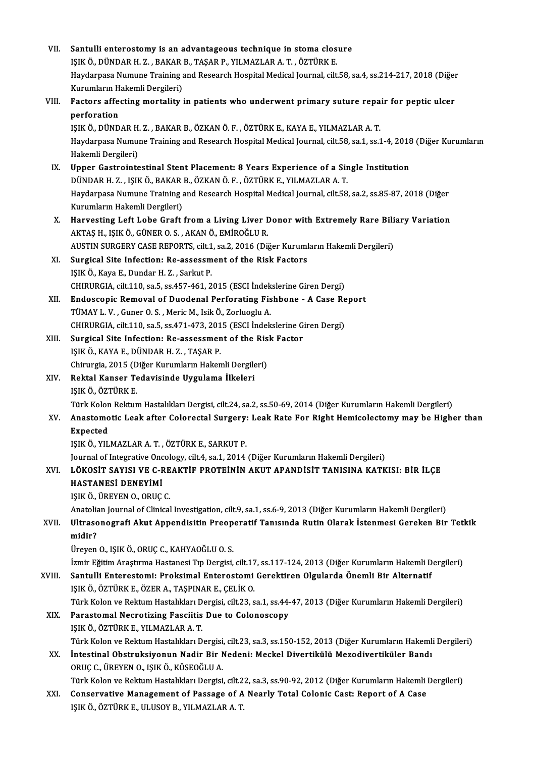VII. **Santulli enterostomy is an advantageous technique in stoma closure**
IŞIK Ö., DÜNDAR H. Z. , BAKAR B., TAŞAR P., YILMAZLAR A. T. , ÖZTÜRK E.
Haydarpasa Numune Training and Research Hospital Medical Journal, cilt.58, sa.4, ss.214-217, 2018 (Diğer Kurumların Hakemli Dergileri)

VIII. **Factors affecting mortality in patients who underwent primary suture repair for peptic ulcer perforation**
IŞIK Ö., DÜNDAR H. Z. , BAKAR B., ÖZKAN Ö. F. , ÖZTÜRK E., KAYA E., YILMAZLAR A. T.
Haydarpasa Numune Training and Research Hospital Medical Journal, cilt.58, sa.1, ss.1-4, 2018 (Diğer Kurumların Hakemli Dergileri)

IX. **Upper Gastrointestinal Stent Placement: 8 Years Experience of a Single Institution**
DÜNDAR H. Z. , IŞIK Ö., BAKAR B., ÖZKAN Ö. F. , ÖZTÜRK E., YILMAZLAR A. T.
Haydarpasa Numune Training and Research Hospital Medical Journal, cilt.58, sa.2, ss.85-87, 2018 (Diğer Kurumların Hakemli Dergileri)

X. **Harvesting Left Lobe Graft from a Living Liver Donor with Extremely Rare Biliary Variation**
AKTAŞ H., IŞIK Ö., GÜNER O. S. , AKAN Ö., EMİROĞLU R.
AUSTIN SURGERY CASE REPORTS, cilt.1, sa.2, 2016 (Diğer Kurumların Hakemli Dergileri)

XI. **Surgical Site Infection: Re-assessment of the Risk Factors**
IŞIK Ö., Kaya E., Dundar H. Z. , Sarkut P.
CHIRURGIA, cilt.110, sa.5, ss.457-461, 2015 (ESCI İndekslerine Giren Dergi)

XII. **Endoscopic Removal of Duodenal Perforating Fishbone - A Case Report**
TÜMAY L. V. , Guner O. S. , Meric M., Isik Ö., Zorluoglu A.
CHIRURGIA, cilt.110, sa.5, ss.471-473, 2015 (ESCI İndekslerine Giren Dergi)

XIII. **Surgical Site Infection: Re-assessment of the Risk Factor**
IŞIK Ö., KAYA E., DÜNDAR H. Z. , TAŞAR P.
Chirurgia, 2015 (Diğer Kurumların Hakemli Dergileri)

XIV. **Rektal Kanser Tedavisinde Uygulama İlkeleri**
IŞIK Ö., ÖZTÜRK E.
Türk Kolon Rektum Hastalıkları Dergisi, cilt.24, sa.2, ss.50-69, 2014 (Diğer Kurumların Hakemli Dergileri)

XV. **Anastomotic Leak after Colorectal Surgery: Leak Rate For Right Hemicolectomy may be Higher than Expected**
IŞIK Ö., YILMAZLAR A. T. , ÖZTÜRK E., SARKUT P.
Journal of Integrative Oncology, cilt.4, sa.1, 2014 (Diğer Kurumların Hakemli Dergileri)

XVI. **LÖKOSİT SAYISI VE C-REAKTİF PROTEİNİN AKUT APANDİSİT TANISINA KATKISI: BİR İLÇE HASTANESİ DENEYİMİ**
IŞIK Ö., ÜREYEN O., ORUÇ C.
Anatolian Journal of Clinical Investigation, cilt.9, sa.1, ss.6-9, 2013 (Diğer Kurumların Hakemli Dergileri)

XVII. **Ultrasonografi Akut Appendisitin Preoperatif Tanısında Rutin Olarak İstenmesi Gereken Bir Tetkik midir?**
Üreyen O., IŞIK Ö., ORUÇ C., KAHYAOĞLU O. S.
İzmir Eğitim Araştırma Hastanesi Tıp Dergisi, cilt.17, ss.117-124, 2013 (Diğer Kurumların Hakemli Dergileri)

XVIII. **Santulli Enterestomi: Proksimal Enterostomi Gerektiren Olgularda Önemli Bir Alternatif**
IŞIK Ö., ÖZTÜRK E., ÖZER A., TAŞPINAR E., ÇELİK O.
Türk Kolon ve Rektum Hastalıkları Dergisi, cilt.23, sa.1, ss.44-47, 2013 (Diğer Kurumların Hakemli Dergileri)

XIX. **Parastomal Necrotizing Fasciitis Due to Colonoscopy**
IŞIK Ö., ÖZTÜRK E., YILMAZLAR A. T.
Türk Kolon ve Rektum Hastalıkları Dergisi, cilt.23, sa.3, ss.150-152, 2013 (Diğer Kurumların Hakemli Dergileri)

XX. **İntestinal Obstruksiyonun Nadir Bir Nedeni: Meckel Divertikülü Mezodivertiküler Bandı**
ORUÇ C., ÜREYEN O., IŞIK Ö., KÖSEOĞLU A.
Türk Kolon ve Rektum Hastalıkları Dergisi, cilt.22, sa.3, ss.90-92, 2012 (Diğer Kurumların Hakemli Dergileri)

XXI. **Conservative Management of Passage of A Nearly Total Colonic Cast: Report of A Case**
IŞIK Ö., ÖZTÜRK E., ULUSOY B., YILMAZLAR A. T.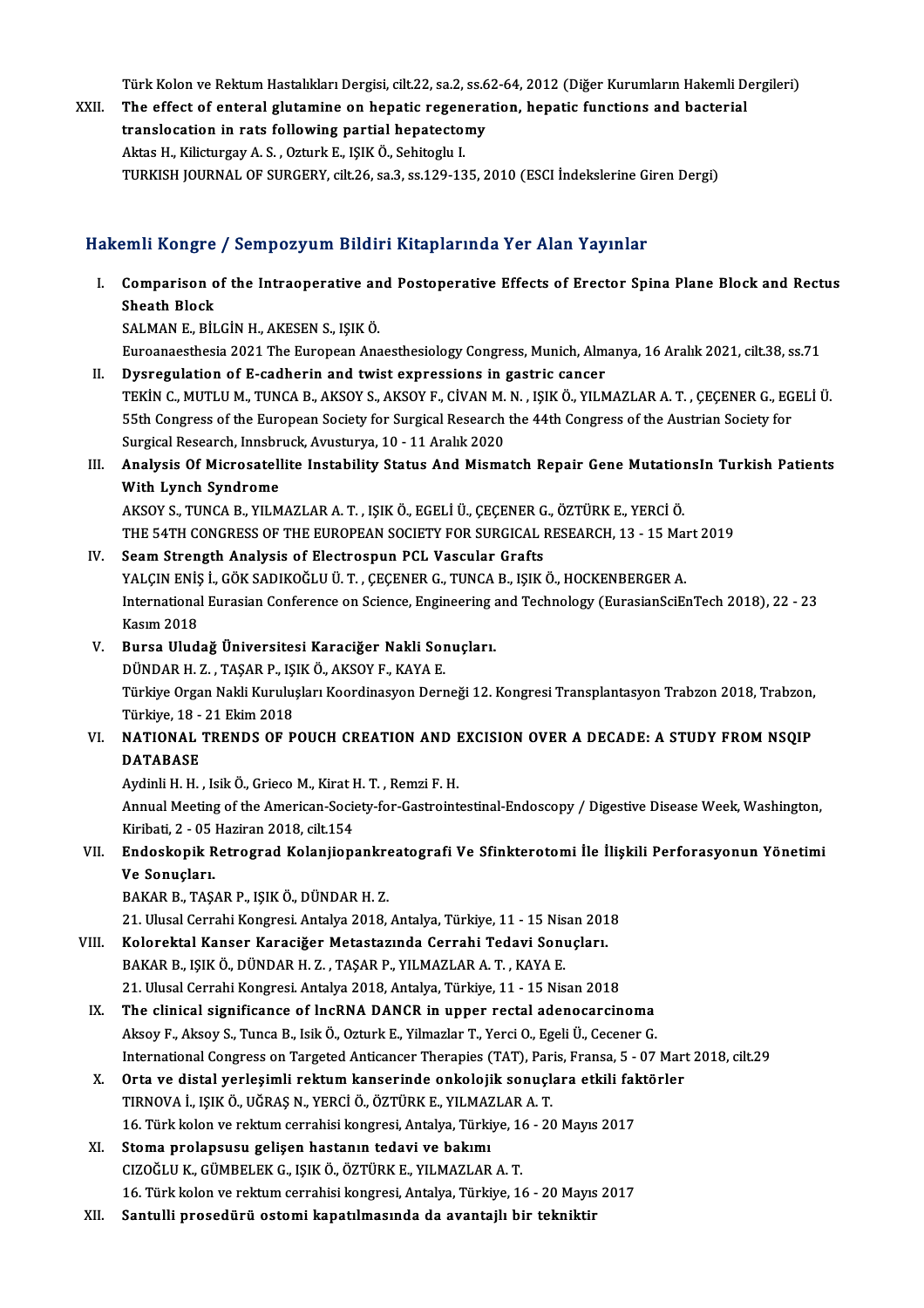Türk Kolon ve Rektum Hastalıkları Dergisi, cilt.22, sa.2, ss.62-64, 2012 (Diğer Kurumların Hakemli Dergileri)

XXII. **The effect of enteral glutamine on hepatic regeneration, hepatic functions and bacterial translocation in rats following partial hepatectomy**
Aktas H., Kilicturgay A. S. , Ozturk E., IŞIK Ö., Sehitoglu I.
TURKISH JOURNAL OF SURGERY, cilt.26, sa.3, ss.129-135, 2010 (ESCI İndekslerine Giren Dergi)

## Hakemli Kongre / Sempozyum Bildiri Kitaplarında Yer Alan Yayınlar

I. **Comparison of the Intraoperative and Postoperative Effects of Erector Spina Plane Block and Rectus Sheath Block**
SALMAN E., BİLGİN H., AKESEN S., IŞIK Ö.
Euroanaesthesia 2021 The European Anaesthesiology Congress, Munich, Almanya, 16 Aralık 2021, cilt.38, ss.71

II. **Dysregulation of E-cadherin and twist expressions in gastric cancer**
TEKİN C., MUTLU M., TUNCA B., AKSOY S., AKSOY F., CİVAN M. N. , IŞIK Ö., YILMAZLAR A. T. , ÇEÇENER G., EGELİ Ü.
55th Congress of the European Society for Surgical Research the 44th Congress of the Austrian Society for Surgical Research, Innsbruck, Avusturya, 10 - 11 Aralık 2020

III. **Analysis Of Microsatellite Instability Status And Mismatch Repair Gene MutationsIn Turkish Patients With Lynch Syndrome**
AKSOY S., TUNCA B., YILMAZLAR A. T. , IŞIK Ö., EGELİ Ü., ÇEÇENER G., ÖZTÜRK E., YERCİ Ö.
THE 54TH CONGRESS OF THE EUROPEAN SOCIETY FOR SURGICAL RESEARCH, 13 - 15 Mart 2019

IV. **Seam Strength Analysis of Electrospun PCL Vascular Grafts**
YALÇIN ENİŞ İ., GÖK SADIKOĞLU Ü. T. , ÇEÇENER G., TUNCA B., IŞIK Ö., HOCKENBERGER A.
International Eurasian Conference on Science, Engineering and Technology (EurasianSciEnTech 2018), 22 - 23 Kasım 2018

V. **Bursa Uludağ Üniversitesi Karaciğer Nakli Sonuçları.**
DÜNDAR H. Z. , TAŞAR P., IŞIK Ö., AKSOY F., KAYA E.
Türkiye Organ Nakli Kuruluşları Koordinasyon Derneği 12. Kongresi Transplantasyon Trabzon 2018, Trabzon, Türkiye, 18 - 21 Ekim 2018

VI. **NATIONAL TRENDS OF POUCH CREATION AND EXCISION OVER A DECADE: A STUDY FROM NSQIP DATABASE**
Aydinli H. H. , Isik Ö., Grieco M., Kirat H. T. , Remzi F. H.
Annual Meeting of the American-Society-for-Gastrointestinal-Endoscopy / Digestive Disease Week, Washington, Kiribati, 2 - 05 Haziran 2018, cilt.154

VII. **Endoskopik Retrograd Kolanjiopankreatografi Ve Sfinkterotomi İle İlişkili Perforasyonun Yönetimi Ve Sonuçları.**
BAKAR B., TAŞAR P., IŞIK Ö., DÜNDAR H. Z.
21. Ulusal Cerrahi Kongresi. Antalya 2018, Antalya, Türkiye, 11 - 15 Nisan 2018

VIII. **Kolorektal Kanser Karaciğer Metastazında Cerrahi Tedavi Sonuçları.**
BAKAR B., IŞIK Ö., DÜNDAR H. Z. , TAŞAR P., YILMAZLAR A. T. , KAYA E.
21. Ulusal Cerrahi Kongresi. Antalya 2018, Antalya, Türkiye, 11 - 15 Nisan 2018

IX. **The clinical significance of lncRNA DANCR in upper rectal adenocarcinoma**
Aksoy F., Aksoy S., Tunca B., Isik Ö., Ozturk E., Yilmazlar T., Yerci O., Egeli Ü., Cecener G.
International Congress on Targeted Anticancer Therapies (TAT), Paris, Fransa, 5 - 07 Mart 2018, cilt.29

X. **Orta ve distal yerleşimli rektum kanserinde onkolojik sonuçlara etkili faktörler**
TIRNOVA İ., IŞIK Ö., UĞRAŞ N., YERCİ Ö., ÖZTÜRK E., YILMAZLAR A. T.
16. Türk kolon ve rektum cerrahisi kongresi, Antalya, Türkiye, 16 - 20 Mayıs 2017

XI. **Stoma prolapsusu gelişen hastanın tedavi ve bakımı**
CIZOĞLU K., GÜMBELEK G., IŞIK Ö., ÖZTÜRK E., YILMAZLAR A. T.
16. Türk kolon ve rektum cerrahisi kongresi, Antalya, Türkiye, 16 - 20 Mayıs 2017

XII. **Santulli prosedürü ostomi kapatılmasında da avantajlı bir tekniktir**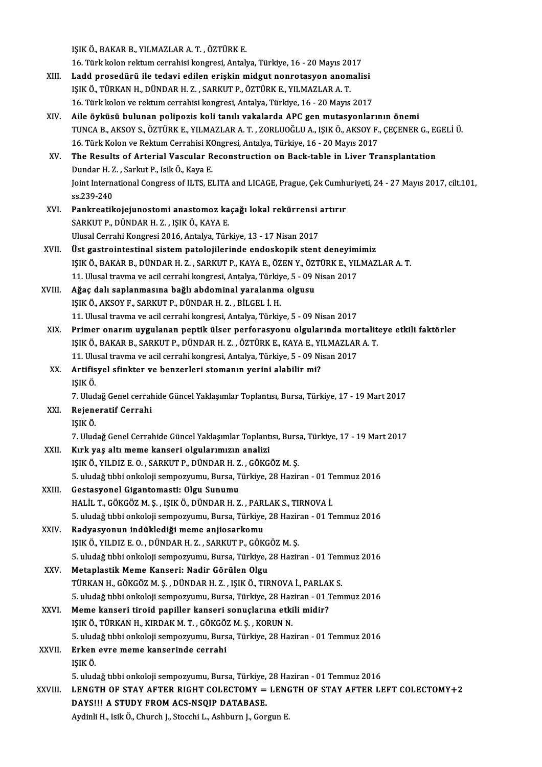IŞIK Ö., BAKAR B., YILMAZLAR A. T. , ÖZTÜRK E.
16. Türk kolon rektum cerrahisi kongresi, Antalya, Türkiye, 16 - 20 Mayıs 2017

XIII. **Ladd prosedürü ile tedavi edilen erişkin midgut nonrotasyon anomalisi**
IŞIK Ö., TÜRKAN H., DÜNDAR H. Z. , SARKUT P., ÖZTÜRK E., YILMAZLAR A. T.
16. Türk kolon ve rektum cerrahisi kongresi, Antalya, Türkiye, 16 - 20 Mayıs 2017

XIV. **Aile öyküsü bulunan polipozis koli tanılı vakalarda APC gen mutasyonlarının önemi**
TUNCA B., AKSOY S., ÖZTÜRK E., YILMAZLAR A. T. , ZORLUOĞLU A., IŞIK Ö., AKSOY F., ÇEÇENER G., EGELİ Ü.
16. Türk Kolon ve Rektum Cerrahisi KOngresi, Antalya, Türkiye, 16 - 20 Mayıs 2017

XV. **The Results of Arterial Vascular Reconstruction on Back-table in Liver Transplantation**
Dundar H. Z. , Sarkut P., Isik Ö., Kaya E.
Joint International Congress of ILTS, ELITA and LICAGE, Prague, Çek Cumhuriyeti, 24 - 27 Mayıs 2017, cilt.101, ss.239-240

XVI. **Pankreatikojejunostomi anastomoz kaçağı lokal rekürrensi artırır**
SARKUT P., DÜNDAR H. Z. , IŞIK Ö., KAYA E.
Ulusal Cerrahi Kongresi 2016, Antalya, Türkiye, 13 - 17 Nisan 2017

XVII. **Üst gastrointestinal sistem patolojilerinde endoskopik stent deneyimimiz**
IŞIK Ö., BAKAR B., DÜNDAR H. Z. , SARKUT P., KAYA E., ÖZEN Y., ÖZTÜRK E., YILMAZLAR A. T.
11. Ulusal travma ve acil cerrahi kongresi, Antalya, Türkiye, 5 - 09 Nisan 2017

XVIII. **Ağaç dalı saplanmasına bağlı abdominal yaralanma olgusu**
IŞIK Ö., AKSOY F., SARKUT P., DÜNDAR H. Z. , BİLGEL İ. H.
11. Ulusal travma ve acil cerrahi kongresi, Antalya, Türkiye, 5 - 09 Nisan 2017

XIX. **Primer onarım uygulanan peptik ülser perforasyonu olgularında mortaliteye etkili faktörler**
IŞIK Ö., BAKAR B., SARKUT P., DÜNDAR H. Z. , ÖZTÜRK E., KAYA E., YILMAZLAR A. T.
11. Ulusal travma ve acil cerrahi kongresi, Antalya, Türkiye, 5 - 09 Nisan 2017

XX. **Artifisyel sfinkter ve benzerleri stomanın yerini alabilir mi?**
IŞIK Ö.
7. Uludağ Genel cerrahide Güncel Yaklaşımlar Toplantısı, Bursa, Türkiye, 17 - 19 Mart 2017

XXI. **Rejeneratif Cerrahi**
IŞIK Ö.
7. Uludağ Genel Cerrahide Güncel Yaklaşımlar Toplantısı, Bursa, Türkiye, 17 - 19 Mart 2017

XXII. **Kırk yaş altı meme kanseri olgularımızın analizi**
IŞIK Ö., YILDIZ E. O. , SARKUT P., DÜNDAR H. Z. , GÖKGÖZ M. Ş.
5. uludağ tıbbi onkoloji sempozyumu, Bursa, Türkiye, 28 Haziran - 01 Temmuz 2016

XXIII. **Gestasyonel Gigantomasti: Olgu Sunumu**
HALİL T., GÖKGÖZ M. Ş. , IŞIK Ö., DÜNDAR H. Z. , PARLAK S., TIRNOVA İ.
5. uludağ tıbbi onkoloji sempozyumu, Bursa, Türkiye, 28 Haziran - 01 Temmuz 2016

XXIV. **Radyasyonun indüklediği meme anjiosarkomu**
IŞIK Ö., YILDIZ E. O. , DÜNDAR H. Z. , SARKUT P., GÖKGÖZ M. Ş.
5. uludağ tıbbi onkoloji sempozyumu, Bursa, Türkiye, 28 Haziran - 01 Temmuz 2016

XXV. **Metaplastik Meme Kanseri: Nadir Görülen Olgu**
TÜRKAN H., GÖKGÖZ M. Ş. , DÜNDAR H. Z. , IŞIK Ö., TIRNOVA İ., PARLAK S.
5. uludağ tıbbi onkoloji sempozyumu, Bursa, Türkiye, 28 Haziran - 01 Temmuz 2016

XXVI. **Meme kanseri tiroid papiller kanseri sonuçlarına etkili midir?**
IŞIK Ö., TÜRKAN H., KIRDAK M. T. , GÖKGÖZ M. Ş. , KORUN N.
5. uludağ tıbbi onkoloji sempozyumu, Bursa, Türkiye, 28 Haziran - 01 Temmuz 2016

XXVII. **Erken evre meme kanserinde cerrahi**
IŞIK Ö.
5. uludağ tıbbi onkoloji sempozyumu, Bursa, Türkiye, 28 Haziran - 01 Temmuz 2016

XXVIII. **LENGTH OF STAY AFTER RIGHT COLECTOMY = LENGTH OF STAY AFTER LEFT COLECTOMY+2 DAYS!!! A STUDY FROM ACS-NSQIP DATABASE.**
Aydinli H., Isik Ö., Church J., Stocchi L., Ashburn J., Gorgun E.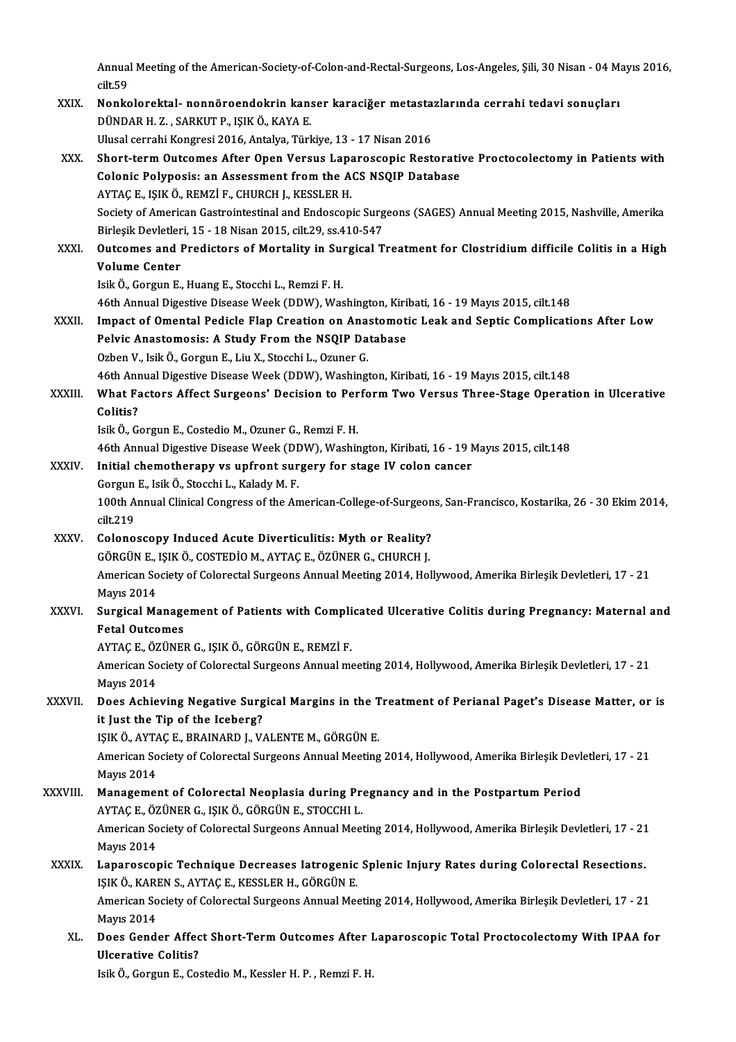Annual Meeting of the American-Society-of-Colon-and-Rectal-Surgeons, Los-Angeles, Şili, 30 Nisan - 04 Mayıs 2016, cilt.59

XXIX. **Nonkolorektal- nonnöroendokrin kanser karaciğer metastazlarında cerrahi tedavi sonuçları**
DÜNDAR H. Z. , SARKUT P., IŞIK Ö., KAYA E.
Ulusal cerrahi Kongresi 2016, Antalya, Türkiye, 13 - 17 Nisan 2016

XXX. **Short-term Outcomes After Open Versus Laparoscopic Restorative Proctocolectomy in Patients with Colonic Polyposis: an Assessment from the ACS NSQIP Database**
AYTAÇ E., IŞIK Ö., REMZİ F., CHURCH J., KESSLER H.
Society of American Gastrointestinal and Endoscopic Surgeons (SAGES) Annual Meeting 2015, Nashville, Amerika Birleşik Devletleri, 15 - 18 Nisan 2015, cilt.29, ss.410-547

XXXI. **Outcomes and Predictors of Mortality in Surgical Treatment for Clostridium difficile Colitis in a High Volume Center**
Isik Ö., Gorgun E., Huang E., Stocchi L., Remzi F. H.
46th Annual Digestive Disease Week (DDW), Washington, Kiribati, 16 - 19 Mayıs 2015, cilt.148

XXXII. **Impact of Omental Pedicle Flap Creation on Anastomotic Leak and Septic Complications After Low Pelvic Anastomosis: A Study From the NSQIP Database**
Ozben V., Isik Ö., Gorgun E., Liu X., Stocchi L., Ozuner G.
46th Annual Digestive Disease Week (DDW), Washington, Kiribati, 16 - 19 Mayıs 2015, cilt.148

XXXIII. **What Factors Affect Surgeons' Decision to Perform Two Versus Three-Stage Operation in Ulcerative Colitis?**
Isik Ö., Gorgun E., Costedio M., Ozuner G., Remzi F. H.
46th Annual Digestive Disease Week (DDW), Washington, Kiribati, 16 - 19 Mayıs 2015, cilt.148

XXXIV. **Initial chemotherapy vs upfront surgery for stage IV colon cancer**
Gorgun E., Isik Ö., Stocchi L., Kalady M. F.
100th Annual Clinical Congress of the American-College-of-Surgeons, San-Francisco, Kostarika, 26 - 30 Ekim 2014, cilt.219

XXXV. **Colonoscopy Induced Acute Diverticulitis: Myth or Reality?**
GÖRGÜN E., IŞIK Ö., COSTEDİO M., AYTAÇ E., ÖZÜNER G., CHURCH J.
American Society of Colorectal Surgeons Annual Meeting 2014, Hollywood, Amerika Birleşik Devletleri, 17 - 21 Mayıs 2014

XXXVI. **Surgical Management of Patients with Complicated Ulcerative Colitis during Pregnancy: Maternal and Fetal Outcomes**
AYTAÇ E., ÖZÜNER G., IŞIK Ö., GÖRGÜN E., REMZİ F.
American Society of Colorectal Surgeons Annual meeting 2014, Hollywood, Amerika Birleşik Devletleri, 17 - 21 Mayıs 2014

XXXVII. **Does Achieving Negative Surgical Margins in the Treatment of Perianal Paget's Disease Matter, or is it Just the Tip of the Iceberg?**
IŞIK Ö., AYTAÇ E., BRAINARD J., VALENTE M., GÖRGÜN E.
American Society of Colorectal Surgeons Annual Meeting 2014, Hollywood, Amerika Birleşik Devletleri, 17 - 21 Mayıs 2014

XXXVIII. **Management of Colorectal Neoplasia during Pregnancy and in the Postpartum Period**
AYTAÇ E., ÖZÜNER G., IŞIK Ö., GÖRGÜN E., STOCCHI L.
American Society of Colorectal Surgeons Annual Meeting 2014, Hollywood, Amerika Birleşik Devletleri, 17 - 21 Mayıs 2014

XXXIX. **Laparoscopic Technique Decreases Iatrogenic Splenic Injury Rates during Colorectal Resections.**
IŞIK Ö., KAREN S., AYTAÇ E., KESSLER H., GÖRGÜN E.
American Society of Colorectal Surgeons Annual Meeting 2014, Hollywood, Amerika Birleşik Devletleri, 17 - 21 Mayıs 2014

XL. **Does Gender Affect Short-Term Outcomes After Laparoscopic Total Proctocolectomy With IPAA for Ulcerative Colitis?**
Isik Ö., Gorgun E., Costedio M., Kessler H. P. , Remzi F. H.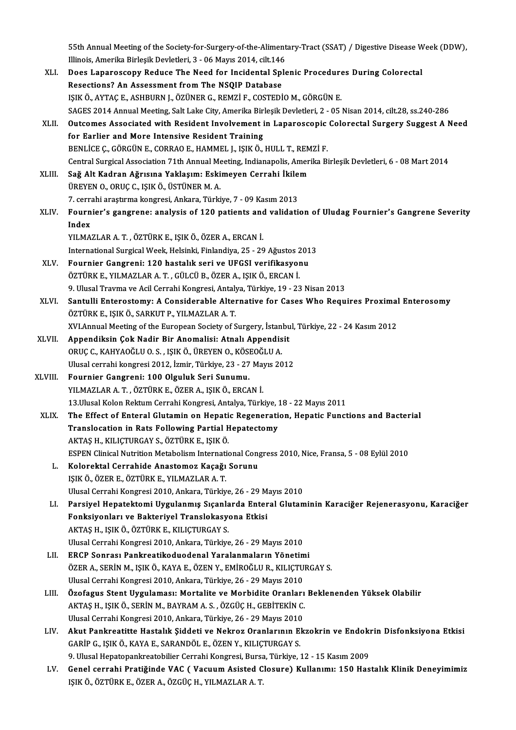55th Annual Meeting of the Society-for-Surgery-of-the-Alimentary-Tract (SSAT) / Digestive Disease Week (DDW), Illinois, Amerika Birleşik Devletleri, 3 - 06 Mayıs 2014, cilt.146

XLI. **Does Laparoscopy Reduce The Need for Incidental Splenic Procedures During Colorectal Resections? An Assessment from The NSQIP Database**
IŞIK Ö., AYTAÇ E., ASHBURN J., ÖZÜNER G., REMZİ F., COSTEDİO M., GÖRGÜN E.
SAGES 2014 Annual Meeting, Salt Lake City, Amerika Birleşik Devletleri, 2 - 05 Nisan 2014, cilt.28, ss.240-286

XLII. **Outcomes Associated with Resident Involvement in Laparoscopic Colorectal Surgery Suggest A Need for Earlier and More Intensive Resident Training**
BENLİCE Ç., GÖRGÜN E., CORRAO E., HAMMEL J., IŞIK Ö., HULL T., REMZİ F.
Central Surgical Association 71th Annual Meeting, Indianapolis, Amerika Birleşik Devletleri, 6 - 08 Mart 2014

XLIII. **Sağ Alt Kadran Ağrısına Yaklaşım: Eskimeyen Cerrahi İkilem**
ÜREYEN O., ORUÇ C., IŞIK Ö., ÜSTÜNER M. A.
7. cerrahi araştırma kongresi, Ankara, Türkiye, 7 - 09 Kasım 2013

XLIV. **Fournier's gangrene: analysis of 120 patients and validation of Uludag Fournier's Gangrene Severity Index**
YILMAZLAR A. T. , ÖZTÜRK E., IŞIK Ö., ÖZER A., ERCAN İ.
International Surgical Week, Helsinki, Finlandiya, 25 - 29 Ağustos 2013

XLV. **Fournier Gangreni: 120 hastalık seri ve UFGSI verifikasyonu**
ÖZTÜRK E., YILMAZLAR A. T. , GÜLCÜ B., ÖZER A., IŞIK Ö., ERCAN İ.
9. Ulusal Travma ve Acil Cerrahi Kongresi, Antalya, Türkiye, 19 - 23 Nisan 2013

XLVI. **Santulli Enterostomy: A Considerable Alternative for Cases Who Requires Proximal Enterosomy**
ÖZTÜRK E., IŞIK Ö., SARKUT P., YILMAZLAR A. T.
XVI.Annual Meeting of the European Society of Surgery, İstanbul, Türkiye, 22 - 24 Kasım 2012

XLVII. **Appendiksin Çok Nadir Bir Anomalisi: Atnalı Appendisit**
ORUÇ C., KAHYAOĞLU O. S. , IŞIK Ö., ÜREYEN O., KÖSEOĞLU A.
Ulusal cerrahi kongresi 2012, İzmir, Türkiye, 23 - 27 Mayıs 2012

XLVIII. **Fournier Gangreni: 100 Olguluk Seri Sunumu.**
YILMAZLAR A. T. , ÖZTÜRK E., ÖZER A., IŞIK Ö., ERCAN İ.
13.Ulusal Kolon Rektum Cerrahi Kongresi, Antalya, Türkiye, 18 - 22 Mayıs 2011

XLIX. **The Effect of Enteral Glutamin on Hepatic Regeneration, Hepatic Functions and Bacterial Translocation in Rats Following Partial Hepatectomy**
AKTAŞ H., KILIÇTURGAY S., ÖZTÜRK E., IŞIK Ö.
ESPEN Clinical Nutrition Metabolism International Congress 2010, Nice, Fransa, 5 - 08 Eylül 2010

L. **Kolorektal Cerrahide Anastomoz Kaçağı Sorunu**
IŞIK Ö., ÖZER E., ÖZTÜRK E., YILMAZLAR A. T.
Ulusal Cerrahi Kongresi 2010, Ankara, Türkiye, 26 - 29 Mayıs 2010

LI. **Parsiyel Hepatektomi Uygulanmış Sıçanlarda Enteral Glutaminin Karaciğer Rejenerasyonu, Karaciğer Fonksiyonları ve Bakteriyel Translokasyona Etkisi**
AKTAŞ H., IŞIK Ö., ÖZTÜRK E., KILIÇTURGAY S.
Ulusal Cerrahi Kongresi 2010, Ankara, Türkiye, 26 - 29 Mayıs 2010

LII. **ERCP Sonrası Pankreatikoduodenal Yaralanmaların Yönetimi**
ÖZER A., SERİN M., IŞIK Ö., KAYA E., ÖZEN Y., EMİROĞLU R., KILIÇTURGAY S.
Ulusal Cerrahi Kongresi 2010, Ankara, Türkiye, 26 - 29 Mayıs 2010

LIII. **Özofagus Stent Uygulaması: Mortalite ve Morbidite Oranları Beklenenden Yüksek Olabilir**
AKTAŞ H., IŞIK Ö., SERİN M., BAYRAM A. S. , ÖZGÜÇ H., GEBİTEKİN C.
Ulusal Cerrahi Kongresi 2010, Ankara, Türkiye, 26 - 29 Mayıs 2010

LIV. **Akut Pankreatitte Hastalık Şiddeti ve Nekroz Oranlarının Ekzokrin ve Endokrin Disfonksiyona Etkisi**
GARİP G., IŞIK Ö., KAYA E., SARANDÖL E., ÖZEN Y., KILIÇTURGAY S.
9. Ulusal Hepatopankreatobilier Cerrahi Kongresi, Bursa, Türkiye, 12 - 15 Kasım 2009

LV. **Genel cerrahi Pratiğinde VAC ( Vacuum Asisted Closure) Kullanımı: 150 Hastalık Klinik Deneyimimiz**
IŞIK Ö., ÖZTÜRK E., ÖZER A., ÖZGÜÇ H., YILMAZLAR A. T.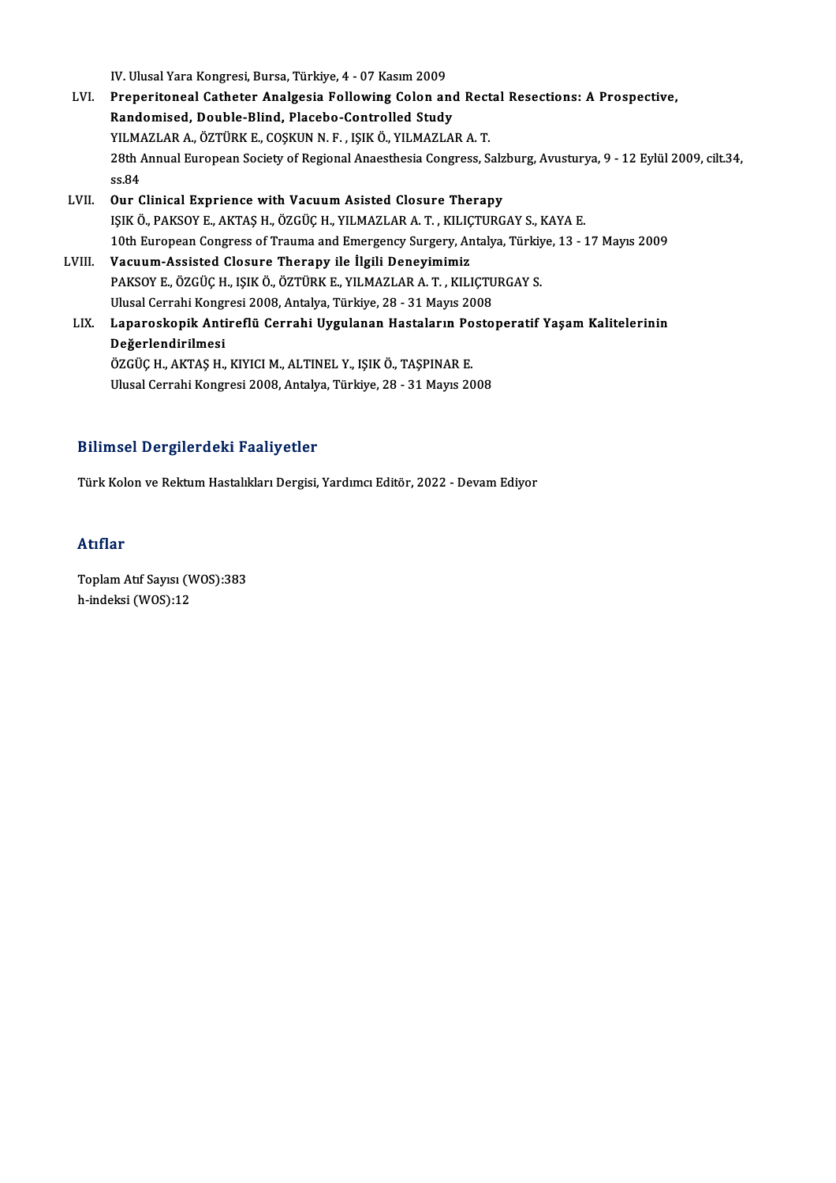IV. Ulusal Yara Kongresi, Bursa, Türkiye, 4 - 07 Kasım 2009

LVI. **Preperitoneal Catheter Analgesia Following Colon and Rectal Resections: A Prospective, Randomised, Double-Blind, Placebo-Controlled Study**
YILMAZLAR A., ÖZTÜRK E., COŞKUN N. F. , IŞIK Ö., YILMAZLAR A. T.
28th Annual European Society of Regional Anaesthesia Congress, Salzburg, Avusturya, 9 - 12 Eylül 2009, cilt.34, ss.84

LVII. **Our Clinical Exprience with Vacuum Asisted Closure Therapy**
IŞIK Ö., PAKSOY E., AKTAŞ H., ÖZGÜÇ H., YILMAZLAR A. T. , KILIÇTURGAY S., KAYA E.
10th European Congress of Trauma and Emergency Surgery, Antalya, Türkiye, 13 - 17 Mayıs 2009

LVIII. **Vacuum-Assisted Closure Therapy ile İlgili Deneyimimiz**
PAKSOY E., ÖZGÜÇ H., IŞIK Ö., ÖZTÜRK E., YILMAZLAR A. T. , KILIÇTURGAY S.
Ulusal Cerrahi Kongresi 2008, Antalya, Türkiye, 28 - 31 Mayıs 2008

LIX. **Laparoskopik Antireflü Cerrahi Uygulanan Hastaların Postoperatif Yaşam Kalitelerinin Değerlendirilmesi**
ÖZGÜÇ H., AKTAŞ H., KIYICI M., ALTINEL Y., IŞIK Ö., TAŞPINAR E.
Ulusal Cerrahi Kongresi 2008, Antalya, Türkiye, 28 - 31 Mayıs 2008

## Bilimsel Dergilerdeki Faaliyetler

Türk Kolon ve Rektum Hastalıkları Dergisi, Yardımcı Editör, 2022 - Devam Ediyor

## Atıflar

Toplam Atıf Sayısı (WOS):383
h-indeksi (WOS):12